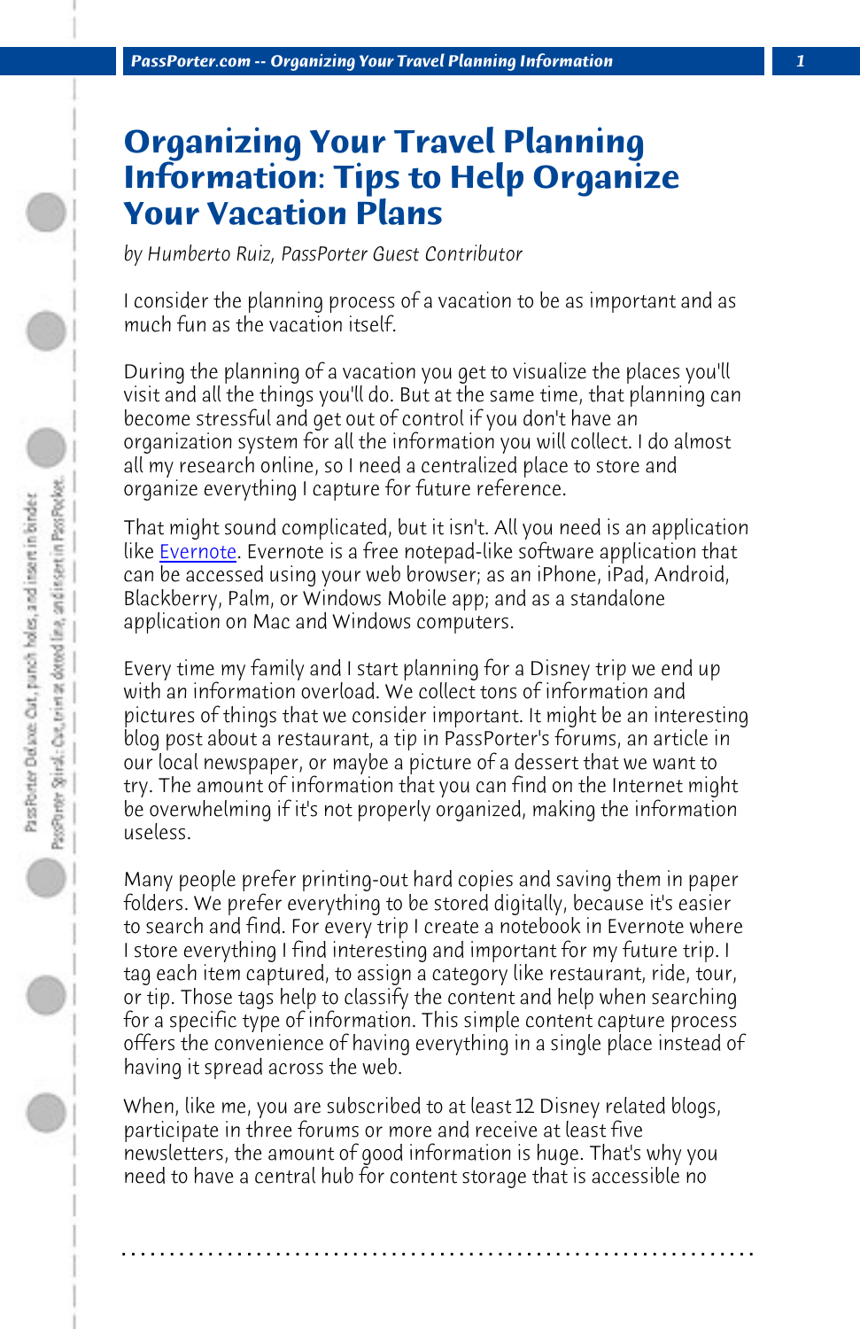# Organizing Your Travel Planning Information: Tips to Help Organize Your Vacation Plans

*by Humberto Ruiz, PassPorter Guest Contributor*

I consider the planning process of a vacation to be as important and as much fun as the vacation itself.

During the planning of a vacation you get to visualize the places you'll visit and all the things you'll do. But at the same time, that planning can become stressful and get out of control if you don't have an organization system for all the information you will collect. I do almost all my research online, so I need a centralized place to store and organize everything I capture for future reference.

That might sound complicated, but it isn't. All you need is an application like Evernote. Evernote is a free notepad-like software application that can be accessed using your web browser; as an iPhone, iPad, Android, Blackberry, Palm, or Windows Mobile app; and as a standalone application on Mac and Windows computers.

Every time my family and I start planning for a Disney trip we end up with an information overload. We collect tons of information and pictures of things that we consider important. It might be an interesting blog post about a restaurant, a tip in PassPorter's forums, an article in our local newspaper, or maybe a picture of a dessert that we want to try. The amount of information that you can find on the Internet might be overwhelming if it's not properly organized, making the information useless.

Many people prefer printing-out hard copies and saving them in paper folders. We prefer everything to be stored digitally, because it's easier to search and find. For every trip I create a notebook in Evernote where I store everything I find interesting and important for my future trip. I tag each item captured, to assign a category like restaurant, ride, tour, or tip. Those tags help to classify the content and help when searching for a specific type of information. This simple content capture process offers the convenience of having everything in a single place instead of having it spread across the web.

When, like me, you are subscribed to at least 12 Disney related blogs, participate in three forums or more and receive at least five newsletters, the amount of good information is huge. That's why you need to have a central hub for content storage that is accessible no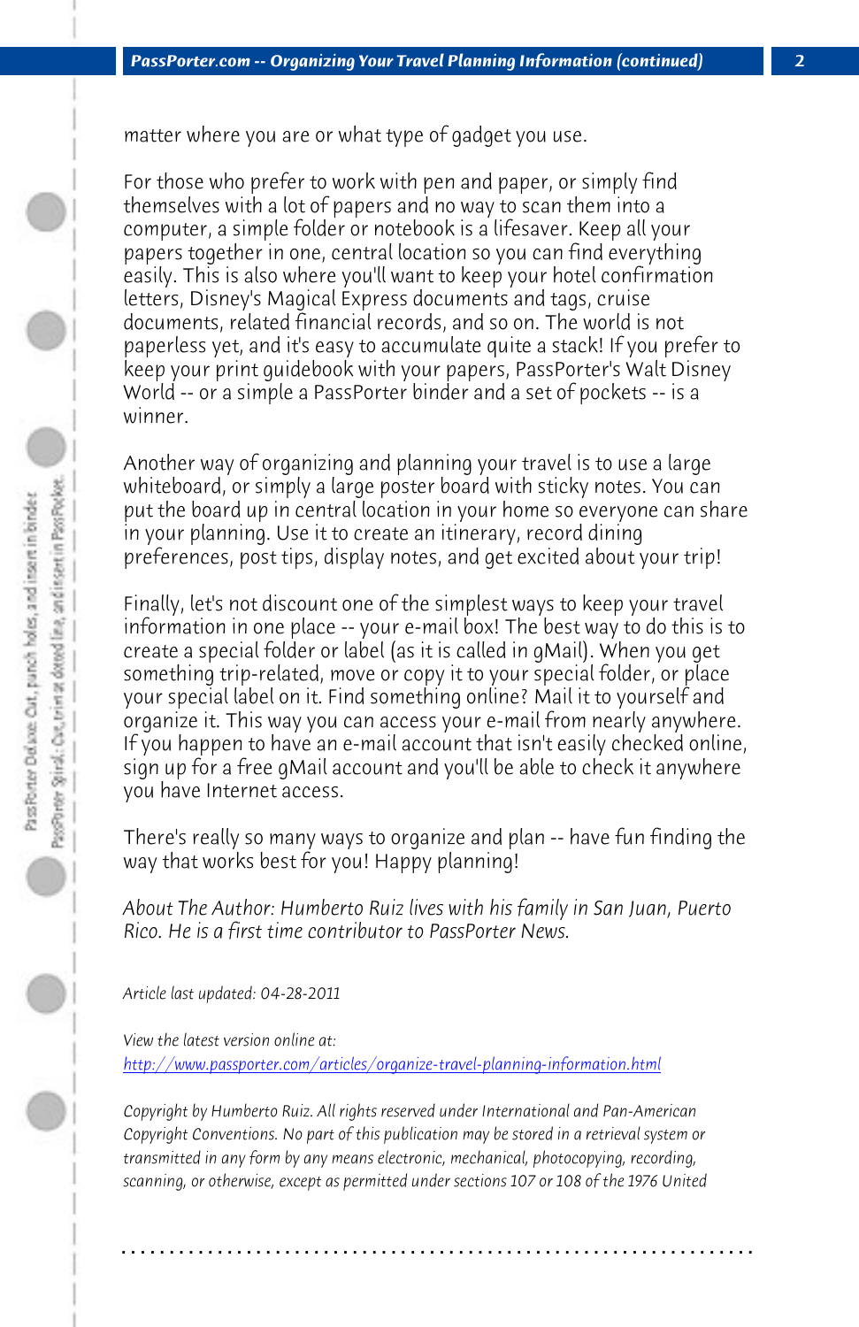matter where you are or what type of gadget you use.

For those who prefer to work with pen and paper, or simply find themselves with a lot of papers and no way to scan them into a computer, a simple folder or notebook is a lifesaver. Keep all your papers together in one, central location so you can find everything easily. This is also where you'll want to keep your hotel confirmation letters, Disney's Magical Express documents and tags, cruise documents, related financial records, and so on. The world is not paperless yet, and it's easy to accumulate quite a stack! If you prefer to keep your print guidebook with your papers, PassPorter's Walt Disney World -- or a simple a PassPorter binder and a set of pockets -- is a winner.

Another way of organizing and planning your travel is to use a large whiteboard, or simply a large poster board with sticky notes. You can put the board up in central location in your home so everyone can share in your planning. Use it to create an itinerary, record dining preferences, post tips, display notes, and get excited about your trip!

Finally, let's not discount one of the simplest ways to keep your travel information in one place -- your e-mail box! The best way to do this is to create a special folder or label (as it is called in gMail). When you get something trip-related, move or copy it to your special folder, or place your special label on it. Find something online? Mail it to yourself and organize it. This way you can access your e-mail from nearly anywhere. If you happen to have an e-mail account that isn't easily checked online, sign up for a free gMail account and you'll be able to check it anywhere you have Internet access.

There's really so many ways to organize and plan -- have fun finding the way that works best for you! Happy planning!

*About The Author: Humberto Ruiz lives with his family in San Juan, Puerto Rico. He is a first time contributor to PassPorter News.*

*Article last updated: 04-28-2011*

*View the latest version online at:*
[http://www.passporter.com/articles/organize-travel-planning-information.html](http://www.passporter.com/articles/organize-travel-planning-information.html)

*Copyright by Humberto Ruiz. All rights reserved under International and Pan-American Copyright Conventions. No part of this publication may be stored in a retrieval system or transmitted in any form by any means electronic, mechanical, photocopying, recording, scanning, or otherwise, except as permitted under sections 107 or 108 of the 1976 United*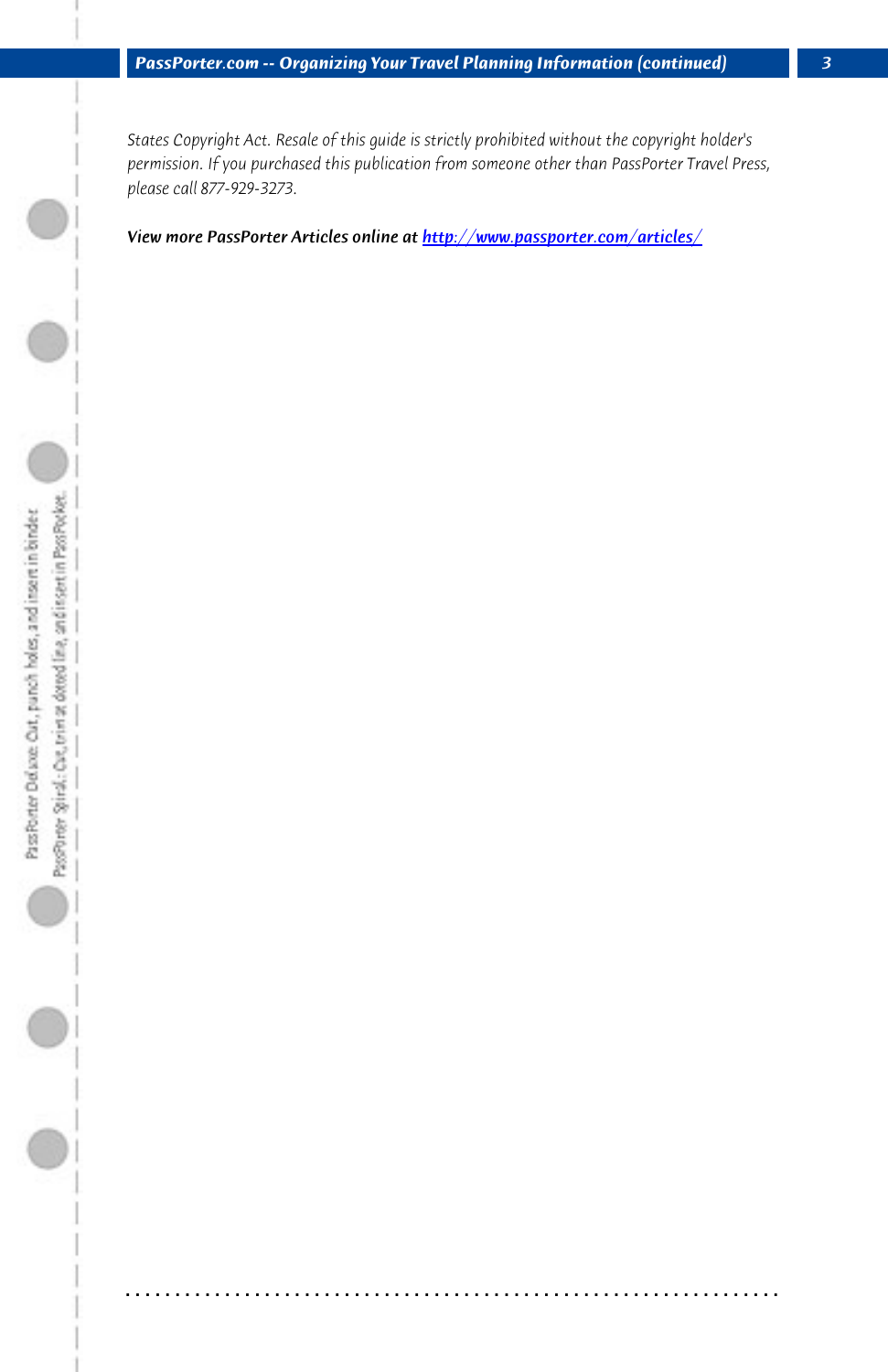*States Copyright Act. Resale of this guide is strictly prohibited without the copyright holder's permission. If you purchased this publication from someone other than PassPorter Travel Press, please call 877-929-3273.*

***View more PassPorter Articles online at [http://www.passporter.com/articles/](http://www.passporter.com/articles/)***